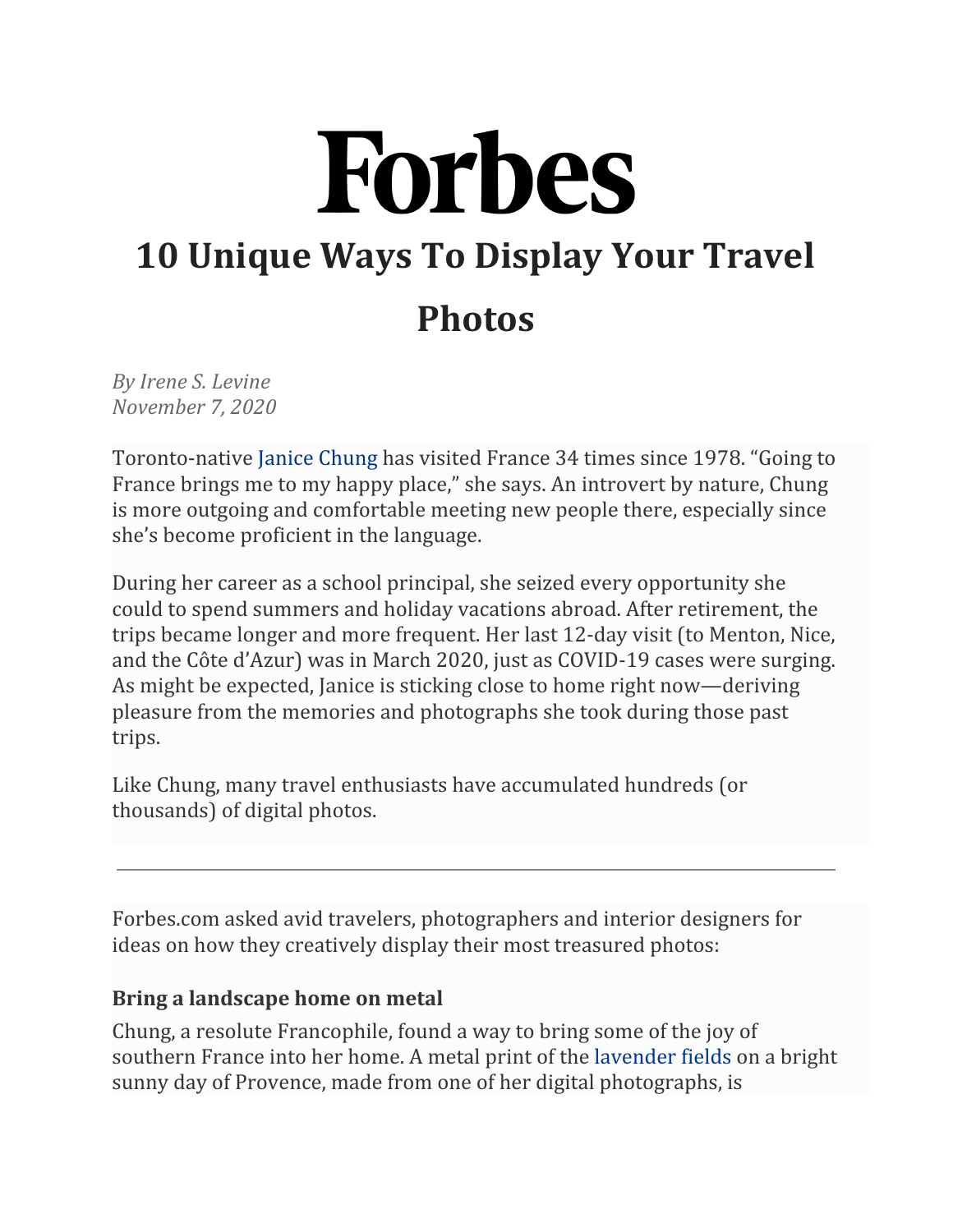# Forbes

## 10 Unique Ways To Display Your Travel Photos

*By Irene S. Levine*
*November 7, 2020*

Toronto-native Janice Chung has visited France 34 times since 1978. “Going to France brings me to my happy place,” she says. An introvert by nature, Chung is more outgoing and comfortable meeting new people there, especially since she’s become proficient in the language.

During her career as a school principal, she seized every opportunity she could to spend summers and holiday vacations abroad. After retirement, the trips became longer and more frequent. Her last 12-day visit (to Menton, Nice, and the Côte d’Azur) was in March 2020, just as COVID-19 cases were surging. As might be expected, Janice is sticking close to home right now—deriving pleasure from the memories and photographs she took during those past trips.

Like Chung, many travel enthusiasts have accumulated hundreds (or thousands) of digital photos.

---

Forbes.com asked avid travelers, photographers and interior designers for ideas on how they creatively display their most treasured photos:

**Bring a landscape home on metal**

Chung, a resolute Francophile, found a way to bring some of the joy of southern France into her home. A metal print of the lavender fields on a bright sunny day of Provence, made from one of her digital photographs, is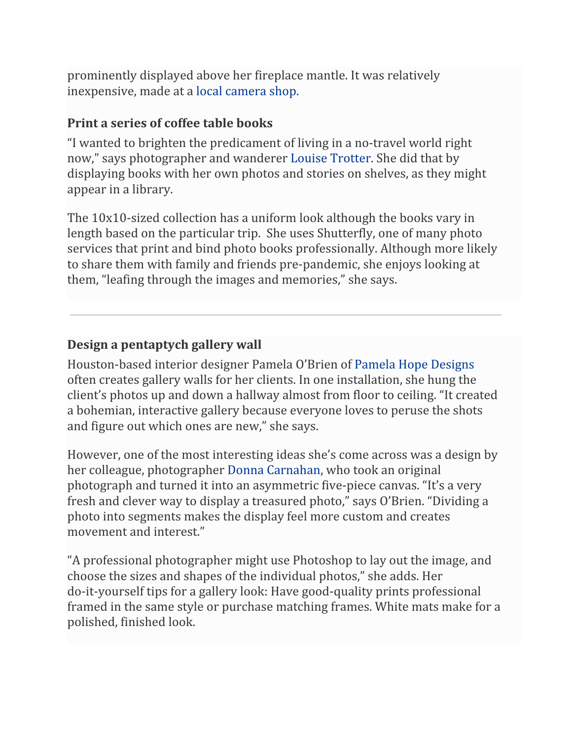prominently displayed above her fireplace mantle. It was relatively inexpensive, made at a local camera shop.

### Print a series of coffee table books

"I wanted to brighten the predicament of living in a no-travel world right now," says photographer and wanderer Louise Trotter. She did that by displaying books with her own photos and stories on shelves, as they might appear in a library.

The 10x10-sized collection has a uniform look although the books vary in length based on the particular trip. She uses Shutterfly, one of many photo services that print and bind photo books professionally. Although more likely to share them with family and friends pre-pandemic, she enjoys looking at them, "leafing through the images and memories," she says.

---

### Design a pentaptych gallery wall

Houston-based interior designer Pamela O'Brien of Pamela Hope Designs often creates gallery walls for her clients. In one installation, she hung the client's photos up and down a hallway almost from floor to ceiling. "It created a bohemian, interactive gallery because everyone loves to peruse the shots and figure out which ones are new," she says.

However, one of the most interesting ideas she's come across was a design by her colleague, photographer Donna Carnahan, who took an original photograph and turned it into an asymmetric five-piece canvas. "It's a very fresh and clever way to display a treasured photo," says O'Brien. "Dividing a photo into segments makes the display feel more custom and creates movement and interest."

"A professional photographer might use Photoshop to lay out the image, and choose the sizes and shapes of the individual photos," she adds. Her do-it-yourself tips for a gallery look: Have good-quality prints professional framed in the same style or purchase matching frames. White mats make for a polished, finished look.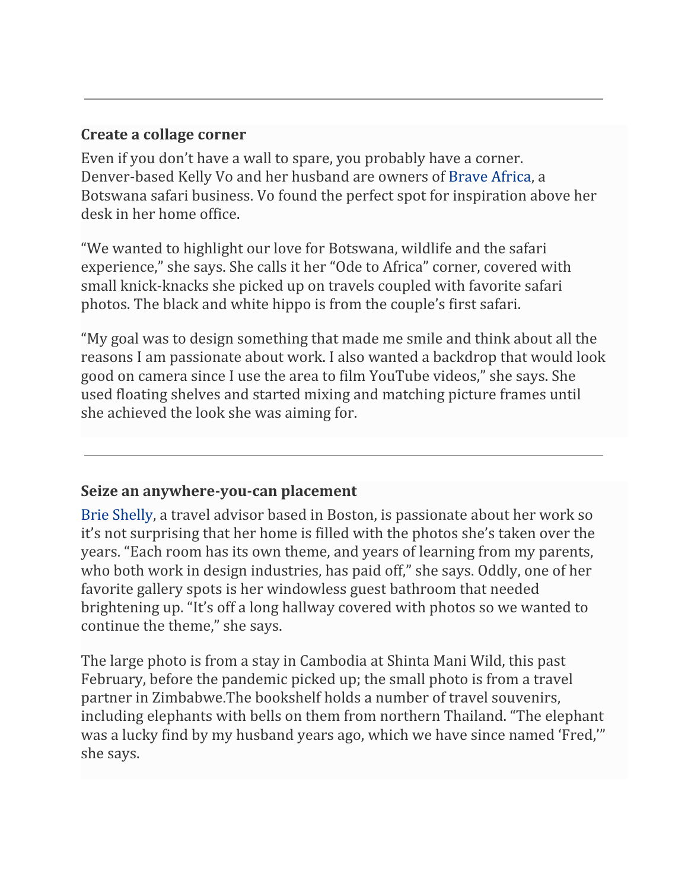---

### Create a collage corner

Even if you don't have a wall to spare, you probably have a corner. Denver-based Kelly Vo and her husband are owners of Brave Africa, a Botswana safari business. Vo found the perfect spot for inspiration above her desk in her home office.

"We wanted to highlight our love for Botswana, wildlife and the safari experience," she says. She calls it her "Ode to Africa" corner, covered with small knick-knacks she picked up on travels coupled with favorite safari photos. The black and white hippo is from the couple's first safari.

"My goal was to design something that made me smile and think about all the reasons I am passionate about work. I also wanted a backdrop that would look good on camera since I use the area to film YouTube videos," she says. She used floating shelves and started mixing and matching picture frames until she achieved the look she was aiming for.

---

### Seize an anywhere-you-can placement

Brie Shelly, a travel advisor based in Boston, is passionate about her work so it's not surprising that her home is filled with the photos she's taken over the years. "Each room has its own theme, and years of learning from my parents, who both work in design industries, has paid off," she says. Oddly, one of her favorite gallery spots is her windowless guest bathroom that needed brightening up. "It's off a long hallway covered with photos so we wanted to continue the theme," she says.

The large photo is from a stay in Cambodia at Shinta Mani Wild, this past February, before the pandemic picked up; the small photo is from a travel partner in Zimbabwe.The bookshelf holds a number of travel souvenirs, including elephants with bells on them from northern Thailand. "The elephant was a lucky find by my husband years ago, which we have since named 'Fred,'" she says.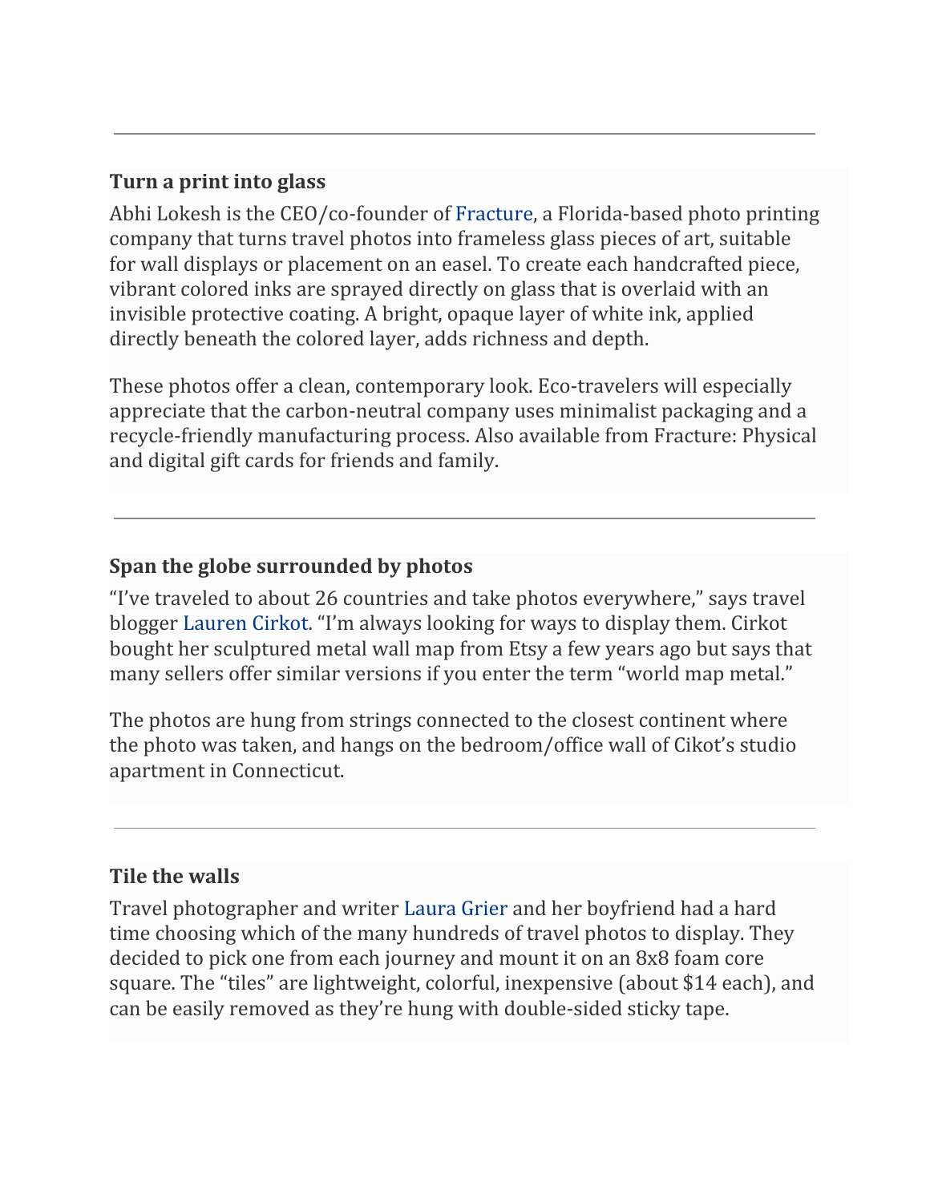---

**Turn a print into glass**

Abhi Lokesh is the CEO/co-founder of Fracture, a Florida-based photo printing company that turns travel photos into frameless glass pieces of art, suitable for wall displays or placement on an easel. To create each handcrafted piece, vibrant colored inks are sprayed directly on glass that is overlaid with an invisible protective coating. A bright, opaque layer of white ink, applied directly beneath the colored layer, adds richness and depth.

These photos offer a clean, contemporary look. Eco-travelers will especially appreciate that the carbon-neutral company uses minimalist packaging and a recycle-friendly manufacturing process. Also available from Fracture: Physical and digital gift cards for friends and family.

---

**Span the globe surrounded by photos**

"I've traveled to about 26 countries and take photos everywhere," says travel blogger Lauren Cirkot. "I'm always looking for ways to display them. Cirkot bought her sculptured metal wall map from Etsy a few years ago but says that many sellers offer similar versions if you enter the term "world map metal."

The photos are hung from strings connected to the closest continent where the photo was taken, and hangs on the bedroom/office wall of Cikot's studio apartment in Connecticut.

---

**Tile the walls**

Travel photographer and writer Laura Grier and her boyfriend had a hard time choosing which of the many hundreds of travel photos to display. They decided to pick one from each journey and mount it on an 8x8 foam core square. The "tiles" are lightweight, colorful, inexpensive (about $14 each), and can be easily removed as they're hung with double-sided sticky tape.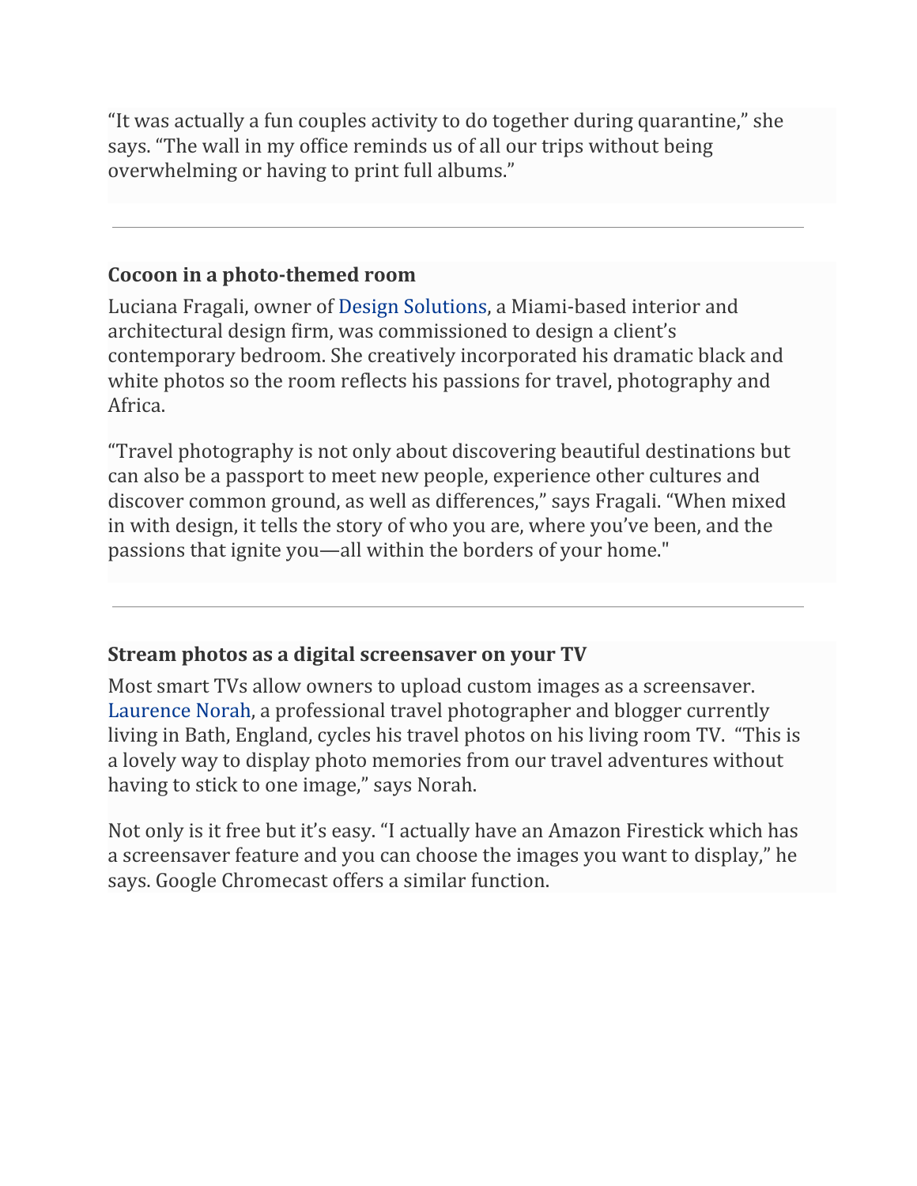"It was actually a fun couples activity to do together during quarantine," she says. "The wall in my office reminds us of all our trips without being overwhelming or having to print full albums."

---

**Cocoon in a photo-themed room**

Luciana Fragali, owner of Design Solutions, a Miami-based interior and architectural design firm, was commissioned to design a client's contemporary bedroom. She creatively incorporated his dramatic black and white photos so the room reflects his passions for travel, photography and Africa.

"Travel photography is not only about discovering beautiful destinations but can also be a passport to meet new people, experience other cultures and discover common ground, as well as differences," says Fragali. "When mixed in with design, it tells the story of who you are, where you've been, and the passions that ignite you—all within the borders of your home."

---

**Stream photos as a digital screensaver on your TV**

Most smart TVs allow owners to upload custom images as a screensaver. Laurence Norah, a professional travel photographer and blogger currently living in Bath, England, cycles his travel photos on his living room TV. "This is a lovely way to display photo memories from our travel adventures without having to stick to one image," says Norah.

Not only is it free but it's easy. "I actually have an Amazon Firestick which has a screensaver feature and you can choose the images you want to display," he says. Google Chromecast offers a similar function.